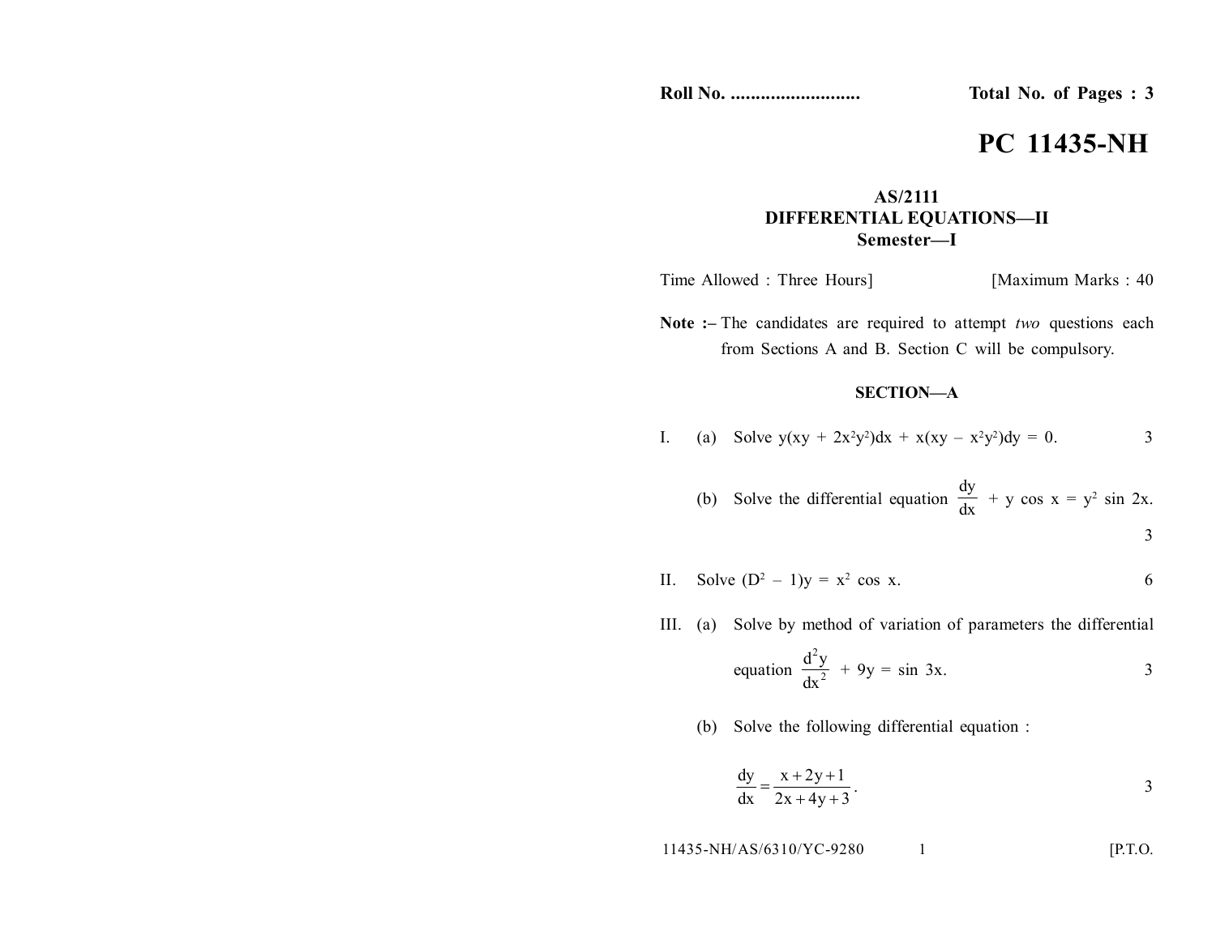Roll No. .......................... **Total No. of Pages : 3**

# PC 11435-NH

**AS/2111**
**DIFFERENTIAL EQUATIONS—II**
**Semester—I**

Time Allowed : Three Hours] [Maximum Marks : 40

**Note :–** The candidates are required to attempt *two* questions each from Sections A and B. Section C will be compulsory.

## SECTION—A

I. (a) Solve $y(xy + 2x^2y^2)dx + x(xy - x^2y^2)dy = 0$. 3

(b) Solve the differential equation $\frac{dy}{dx} + y \cos x = y^2 \sin 2x$. 3

II. Solve $(D^2 - 1)y = x^2 \cos x$. 6

III. (a) Solve by method of variation of parameters the differential equation $\frac{d^2y}{dx^2} + 9y = \sin 3x$. 3

(b) Solve the following differential equation :

$$\frac{dy}{dx} = \frac{x + 2y + 1}{2x + 4y + 3}.$$ 3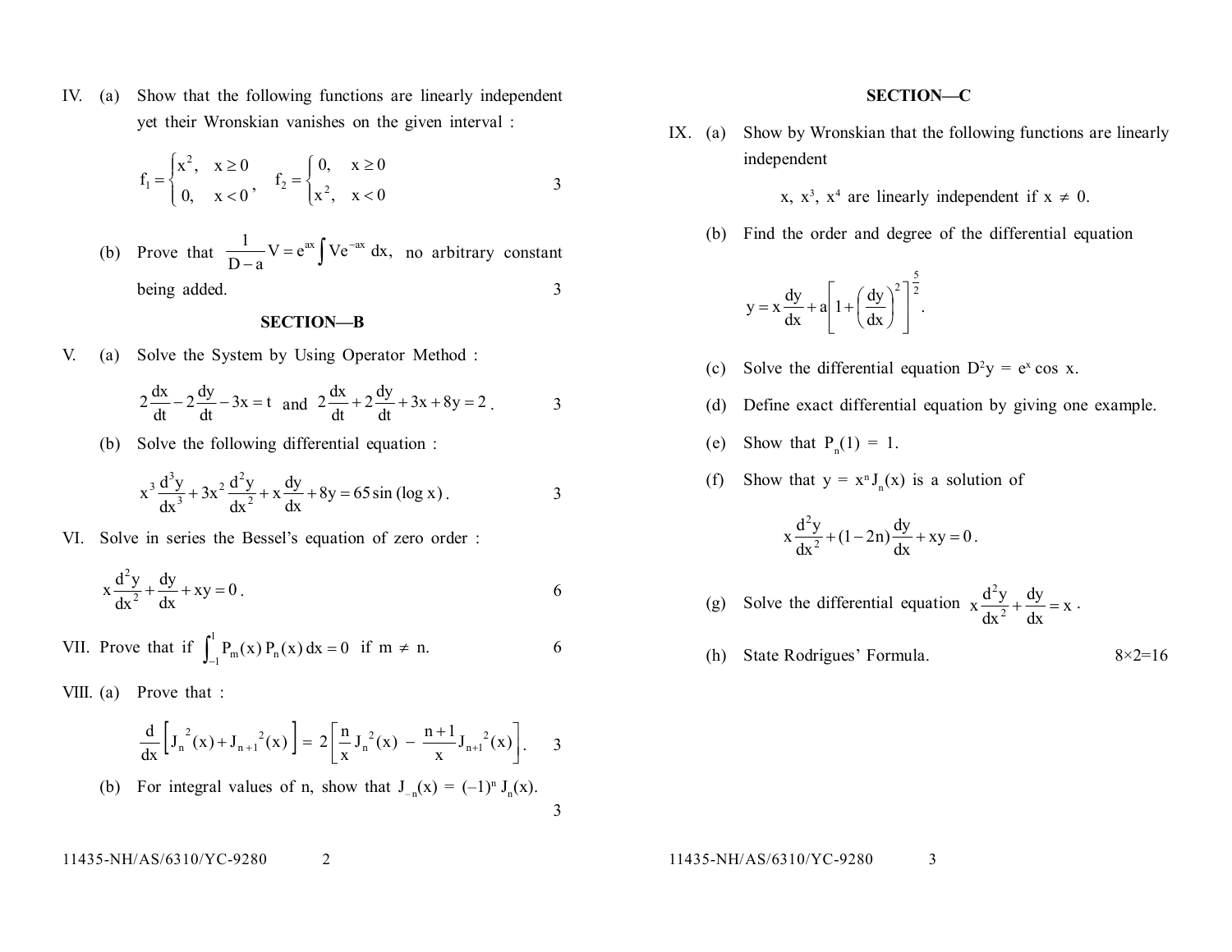IV. (a) Show that the following functions are linearly independent yet their Wronskian vanishes on the given interval :

$$f_1 = \begin{cases} x^2, & x \ge 0 \\ 0, & x < 0 \end{cases}, \quad f_2 = \begin{cases} 0, & x \ge 0 \\ x^2, & x < 0 \end{cases}$$ 3

(b) Prove that $\frac{1}{D-a} V = e^{ax} \int V e^{-ax}\, dx$, no arbitrary constant being added. 3

## SECTION—B

V. (a) Solve the System by Using Operator Method :

$$2\frac{dx}{dt} - 2\frac{dy}{dt} - 3x = t \text{ and } 2\frac{dx}{dt} + 2\frac{dy}{dt} + 3x + 8y = 2.$$ 3

(b) Solve the following differential equation :

$$x^3 \frac{d^3y}{dx^3} + 3x^2 \frac{d^2y}{dx^2} + x\frac{dy}{dx} + 8y = 65 \sin(\log x).$$ 3

VI. Solve in series the Bessel's equation of zero order :

$$x\frac{d^2y}{dx^2} + \frac{dy}{dx} + xy = 0.$$ 6

VII. Prove that if $\int_{-1}^{1} P_m(x) P_n(x)\, dx = 0$ if $m \ne n$. 6

VIII. (a) Prove that :

$$\frac{d}{dx}\left[J_n^2(x) + J_{n+1}^2(x)\right] = 2\left[\frac{n}{x} J_n^2(x) - \frac{n+1}{x} J_{n+1}^2(x)\right].$$ 3

(b) For integral values of n, show that $J_{-n}(x) = (-1)^n J_n(x)$. 3

## SECTION—C

IX. (a) Show by Wronskian that the following functions are linearly independent

$x$, $x^3$, $x^4$ are linearly independent if $x \ne 0$.

(b) Find the order and degree of the differential equation

$$y = x\frac{dy}{dx} + a\left[1 + \left(\frac{dy}{dx}\right)^2\right]^{\frac{5}{2}}.$$

(c) Solve the differential equation $D^2y = e^x \cos x$.

(d) Define exact differential equation by giving one example.

(e) Show that $P_n(1) = 1$.

(f) Show that $y = x^n J_n(x)$ is a solution of

$$x\frac{d^2y}{dx^2} + (1-2n)\frac{dy}{dx} + xy = 0.$$

(g) Solve the differential equation $x\frac{d^2y}{dx^2} + \frac{dy}{dx} = x$.

(h) State Rodrigues' Formula. 8×2=16